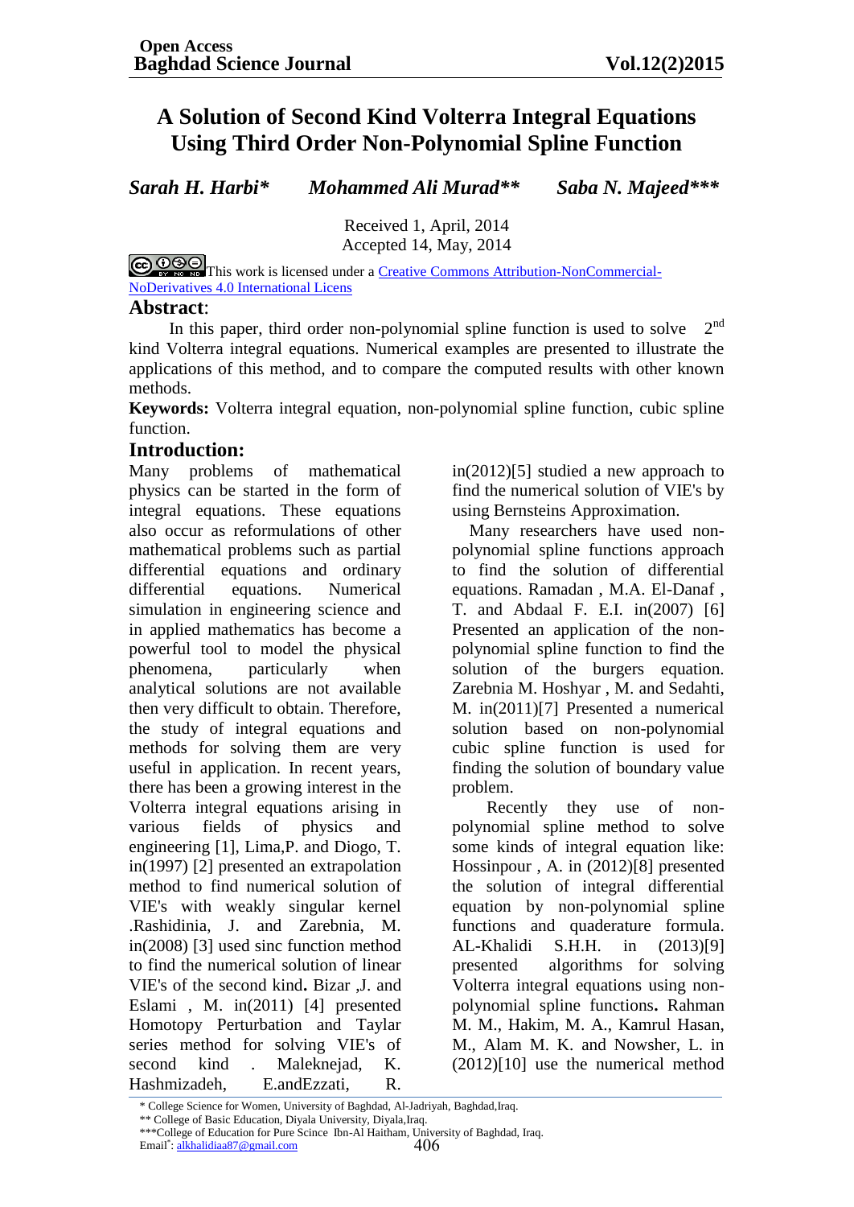# A Solution of Second Kind Volterra Integral Equations Using Third Order Non-Polynomial Spline Function

***Sarah H. Harbi\*** ***Mohammed Ali Murad\*\*** ***Saba N. Majeed\*\*\****

Received 1, April, 2014
Accepted 14, May, 2014

This work is licensed under a [Creative Commons Attribution-NonCommercial-NoDerivatives 4.0 International Licens]

## Abstract:

In this paper, third order non-polynomial spline function is used to solve 2nd kind Volterra integral equations. Numerical examples are presented to illustrate the applications of this method, and to compare the computed results with other known methods.

**Keywords:** Volterra integral equation, non-polynomial spline function, cubic spline function.

## Introduction:

Many problems of mathematical physics can be started in the form of integral equations. These equations also occur as reformulations of other mathematical problems such as partial differential equations and ordinary differential equations. Numerical simulation in engineering science and in applied mathematics has become a powerful tool to model the physical phenomena, particularly when analytical solutions are not available then very difficult to obtain. Therefore, the study of integral equations and methods for solving them are very useful in application. In recent years, there has been a growing interest in the Volterra integral equations arising in various fields of physics and engineering [1], Lima,P. and Diogo, T. in(1997) [2] presented an extrapolation method to find numerical solution of VIE's with weakly singular kernel .Rashidinia, J. and Zarebnia, M. in(2008) [3] used sinc function method to find the numerical solution of linear VIE's of the second kind**.** Bizar ,J. and Eslami , M. in(2011) [4] presented Homotopy Perturbation and Taylar series method for solving VIE's of second kind . Maleknejad, K. Hashmizadeh, E.andEzzati, R. in(2012)[5] studied a new approach to find the numerical solution of VIE's by using Bernsteins Approximation.

Many researchers have used non-polynomial spline functions approach to find the solution of differential equations. Ramadan , M.A. El-Danaf , T. and Abdaal F. E.I. in(2007) [6] Presented an application of the non-polynomial spline function to find the solution of the burgers equation. Zarebnia M. Hoshyar , M. and Sedahti, M. in(2011)[7] Presented a numerical solution based on non-polynomial cubic spline function is used for finding the solution of boundary value problem.

Recently they use of non-polynomial spline method to solve some kinds of integral equation like: Hossinpour , A. in (2012)[8] presented the solution of integral differential equation by non-polynomial spline functions and quadrature formula. AL-Khalidi S.H.H. in (2013)[9] presented algorithms for solving Volterra integral equations using non-polynomial spline functions**.** Rahman M. M., Hakim, M. A., Kamrul Hasan, M., Alam M. K. and Nowsher, L. in (2012)[10] use the numerical method

\* College Science for Women, University of Baghdad, Al-Jadriyah, Baghdad,Iraq.
\*\* College of Basic Education, Diyala University, Diyala,Iraq.
\*\*\*College of Education for Pure Scince Ibn-Al Haitham, University of Baghdad, Iraq.
Email*: alkhalidiaa87@gmail.com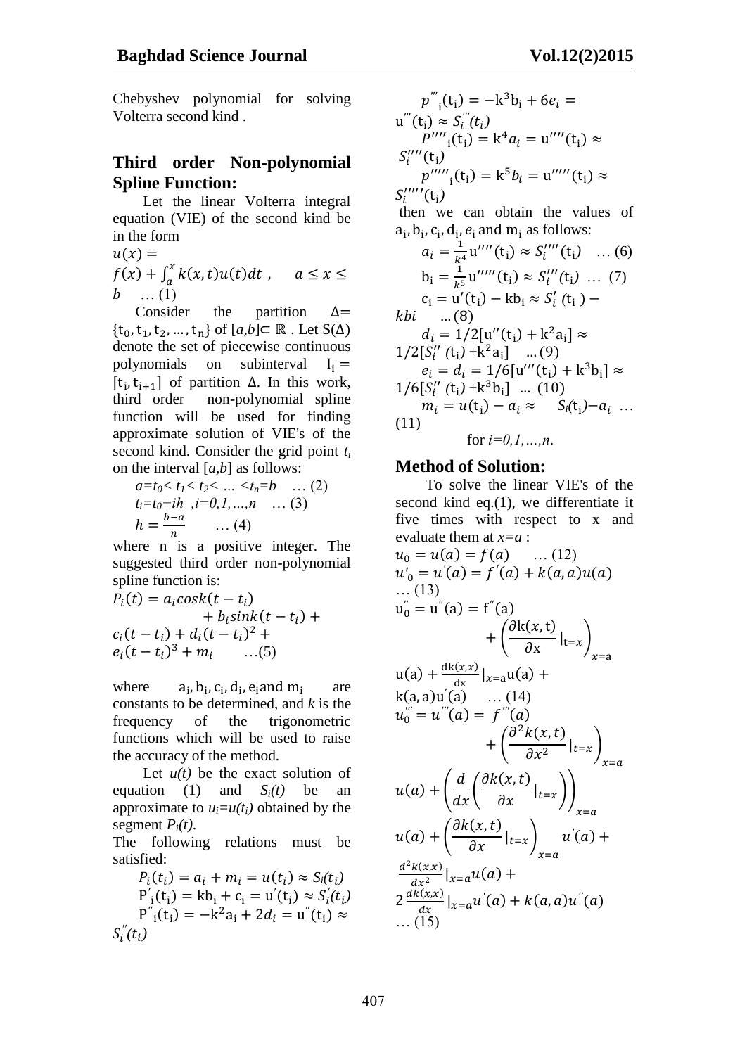Chebyshev polynomial for solving Volterra second kind .

## Third order Non-polynomial Spline Function:

Let the linear Volterra integral equation (VIE) of the second kind be in the form

$$u(x) = f(x) + \int_a^x k(x,t)u(t)dt \ , \quad a \le x \le b \quad \dots (1)$$

Consider the partition $\Delta = \{t_0, t_1, t_2, \dots, t_n\}$ of $[a,b] \subset \mathbb{R}$ . Let $S(\Delta)$ denote the set of piecewise continuous polynomials on subinterval $I_i = [t_i, t_{i+1}]$ of partition $\Delta$. In this work, third order non-polynomial spline function will be used for finding approximate solution of VIE's of the second kind. Consider the grid point $t_i$ on the interval $[a,b]$ as follows:

$$a=t_0< t_1< t_2< \dots <t_n=b \quad \dots (2)$$

$$t_i=t_0+ih \ ,i=0,1,\dots,n \quad \dots (3)$$

$$h = \frac{b-a}{n} \quad \dots (4)$$

where n is a positive integer. The suggested third order non-polynomial spline function is:

$$P_i(t) = a_i \cos k(t-t_i) + b_i \sin k(t-t_i) + c_i(t-t_i) + d_i(t-t_i)^2 + e_i(t-t_i)^3 + m_i \quad \dots (5)$$

where $a_i, b_i, c_i, d_i, e_i$ and $m_i$ are constants to be determined, and $k$ is the frequency of the trigonometric functions which will be used to raise the accuracy of the method.

Let $u(t)$ be the exact solution of equation (1) and $S_i(t)$ be an approximate to $u_i=u(t_i)$ obtained by the segment $P_i(t)$.

The following relations must be satisfied:

$$P_i(t_i) = a_i + m_i = u(t_i) \approx S_i(t_i)$$

$$P'_i(t_i) = kb_i + c_i = u'(t_i) \approx S'_i(t_i)$$

$$P''_i(t_i) = -k^2a_i + 2d_i = u''(t_i) \approx S''_i(t_i)$$

$$p'''_i(t_i) = -k^3b_i + 6e_i = u'''(t_i) \approx S'''_i(t_i)$$

$$P''''_i(t_i) = k^4a_i = u''''(t_i) \approx S''''_i(t_i)$$

$$p'''''_i(t_i) = k^5b_i = u'''''(t_i) \approx S'''''_i(t_i)$$

then we can obtain the values of $a_i, b_i, c_i, d_i, e_i$ and $m_i$ as follows:

$$a_i = \frac{1}{k^4}u''''(t_i) \approx S''''_i(t_i) \quad \dots (6)$$

$$b_i = \frac{1}{k^5}u'''''(t_i) \approx S'''_i(t_i) \quad \dots (7)$$

$$c_i = u'(t_i) - kb_i \approx S'_i(t_i) - kbi \quad \dots (8)$$

$$d_i = 1/2[u''(t_i) + k^2a_i] \approx 1/2[S''_i(t_i) + k^2a_i] \quad \dots (9)$$

$$e_i = d_i = 1/6[u'''(t_i) + k^3b_i] \approx 1/6[S''_i(t_i) + k^3b_i] \quad \dots (10)$$

$$m_i = u(t_i) - a_i \approx S_i(t_i) - a_i \quad \dots (11)$$

for $i=0,1,\dots,n$.

## Method of Solution:

To solve the linear VIE's of the second kind eq.(1), we differentiate it five times with respect to x and evaluate them at $x=a$ :

$$u_0 = u(a) = f(a) \quad \dots (12)$$

$$u'_0 = u'(a) = f'(a) + k(a,a)u(a) \quad \dots (13)$$

$$u''_0 = u''(a) = f''(a) + \left(\frac{\partial k(x,t)}{\partial x}|_{t=x}\right)_{x=a} u(a) + \frac{dk(x,x)}{dx}|_{x=a}u(a) + k(a,a)u'(a) \quad \dots (14)$$

$$u'''_0 = u'''(a) = f'''(a) + \left(\frac{\partial^2 k(x,t)}{\partial x^2}|_{t=x}\right)_{x=a} u(a) + \left(\frac{d}{dx}\left(\frac{\partial k(x,t)}{\partial x}|_{t=x}\right)\right)_{x=a} u(a) + \left(\frac{\partial k(x,t)}{\partial x}|_{t=x}\right)_{x=a} u'(a) + \frac{d^2k(x,x)}{dx^2}|_{x=a}u(a) + 2\frac{dk(x,x)}{dx}|_{x=a}u'(a) + k(a,a)u''(a) \quad \dots (15)$$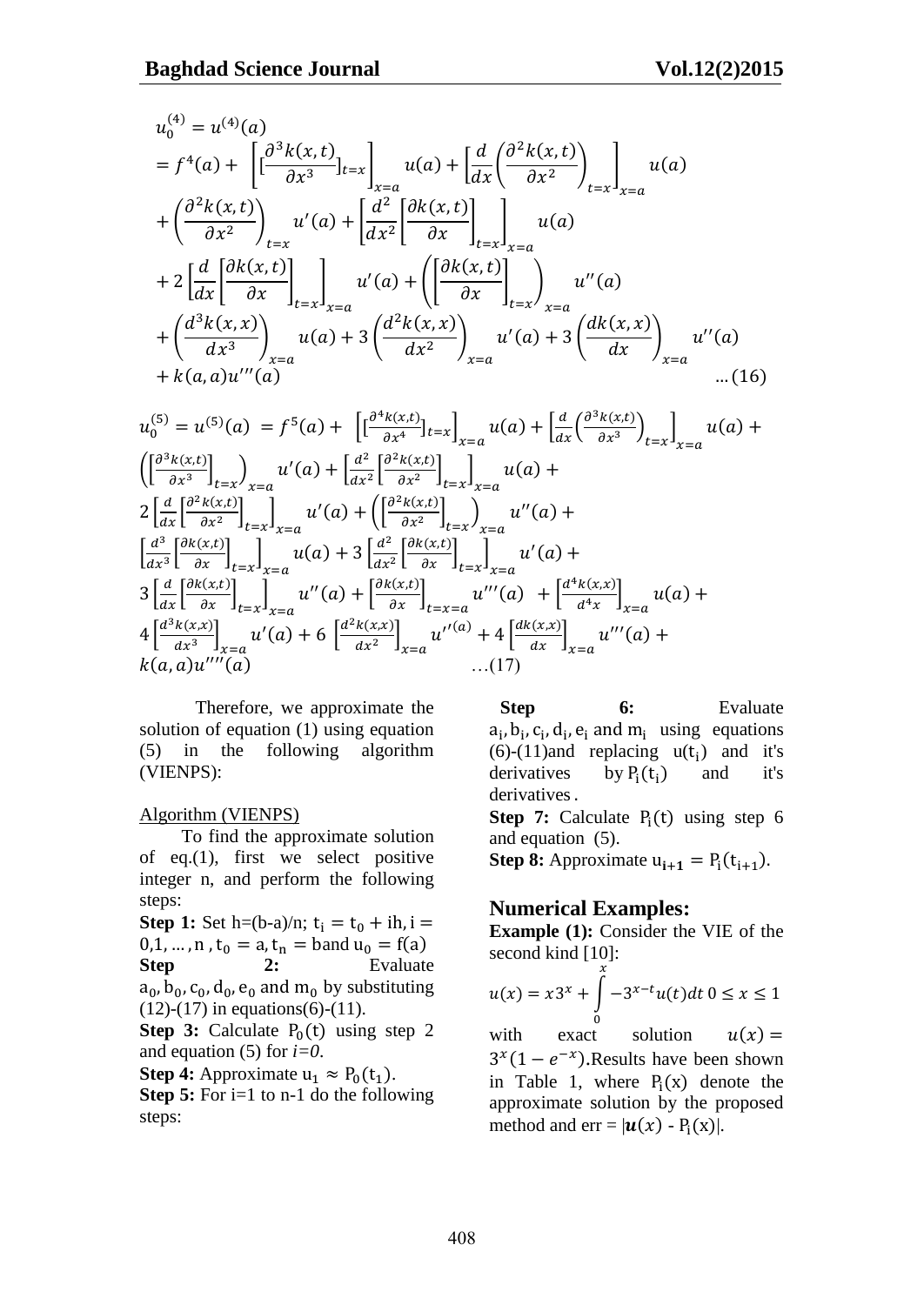$$
\begin{aligned}
u_0^{(4)} &= u^{(4)}(a) \\
&= f^4(a) + \left[ [\frac{\partial^3 k(x,t)}{\partial x^3}]_{t=x} \right]_{x=a} u(a) + \left[ \frac{d}{dx}\left( \frac{\partial^2 k(x,t)}{\partial x^2} \right)_{t=x} \right]_{x=a} u(a) \\
&+ \left( \frac{\partial^2 k(x,t)}{\partial x^2} \right)_{t=x} u'(a) + \left[ \frac{d^2}{dx^2}\left[ \frac{\partial k(x,t)}{\partial x} \right]_{t=x} \right]_{x=a} u(a) \\
&+ 2\left[ \frac{d}{dx}\left[ \frac{\partial k(x,t)}{\partial x} \right]_{t=x} \right]_{x=a} u'(a) + \left( \left[ \frac{\partial k(x,t)}{\partial x} \right]_{t=x} \right)_{x=a} u''(a) \\
&+ \left( \frac{d^3 k(x,x)}{dx^3} \right)_{x=a} u(a) + 3\left( \frac{d^2 k(x,x)}{dx^2} \right)_{x=a} u'(a) + 3\left( \frac{dk(x,x)}{dx} \right)_{x=a} u''(a) \\
&+ k(a,a)u'''(a) \qquad \ldots(16)
\end{aligned}
$$

$$
\begin{aligned}
u_0^{(5)} = u^{(5)}(a) &= f^5(a) + \left[ [\tfrac{\partial^4 k(x,t)}{\partial x^4}]_{t=x} \right]_{x=a} u(a) + \left[ \tfrac{d}{dx}\left( \tfrac{\partial^3 k(x,t)}{\partial x^3} \right)_{t=x} \right]_{x=a} u(a) + \\
&\left( \left[ \tfrac{\partial^3 k(x,t)}{\partial x^3} \right]_{t=x} \right)_{x=a} u'(a) + \left[ \tfrac{d^2}{dx^2}\left[ \tfrac{\partial^2 k(x,t)}{\partial x^2} \right]_{t=x} \right]_{x=a} u(a) + \\
&2\left[ \tfrac{d}{dx}\left[ \tfrac{\partial^2 k(x,t)}{\partial x^2} \right]_{t=x} \right]_{x=a} u'(a) + \left( \left[ \tfrac{\partial^2 k(x,t)}{\partial x^2} \right]_{t=x} \right)_{x=a} u''(a) + \\
&\left[ \tfrac{d^3}{dx^3}\left[ \tfrac{\partial k(x,t)}{\partial x} \right]_{t=x} \right]_{x=a} u(a) + 3\left[ \tfrac{d^2}{dx^2}\left[ \tfrac{\partial k(x,t)}{\partial x} \right]_{t=x} \right]_{x=a} u'(a) + \\
&3\left[ \tfrac{d}{dx}\left[ \tfrac{\partial k(x,t)}{\partial x} \right]_{t=x} \right]_{x=a} u''(a) + \left[ \tfrac{\partial k(x,t)}{\partial x} \right]_{t=x=a} u'''(a) + \left[ \tfrac{d^4 k(x,x)}{d^4 x} \right]_{x=a} u(a) + \\
&4\left[ \tfrac{d^3 k(x,x)}{dx^3} \right]_{x=a} u'(a) + 6\left[ \tfrac{d^2 k(x,x)}{dx^2} \right]_{x=a} u''(a) + 4\left[ \tfrac{dk(x,x)}{dx} \right]_{x=a} u'''(a) + \\
&k(a,a)u''''(a) \qquad \ldots(17)
\end{aligned}
$$

Therefore, we approximate the solution of equation (1) using equation (5) in the following algorithm (VIENPS):

Algorithm (VIENPS)

To find the approximate solution of eq.(1), first we select positive integer n, and perform the following steps:

**Step 1:** Set h=(b-a)/n; $t_i = t_0 + ih, i = 0,1,\ldots,n$, $t_0 = a, t_n = b$ and $u_0 = f(a)$

**Step 2:** Evaluate $a_0, b_0, c_0, d_0, e_0$ and $m_0$ by substituting (12)-(17) in equations(6)-(11).

**Step 3:** Calculate $P_0(t)$ using step 2 and equation (5) for *i=0*.

**Step 4:** Approximate $u_1 \approx P_0(t_1)$.

**Step 5:** For i=1 to n-1 do the following steps:

**Step 6:** Evaluate $a_i, b_i, c_i, d_i, e_i$ and $m_i$ using equations (6)-(11)and replacing $u(t_i)$ and it's derivatives by $P_i(t_i)$ and it's derivatives.

**Step 7:** Calculate $P_i(t)$ using step 6 and equation (5).

**Step 8:** Approximate $u_{i+1} = P_i(t_{i+1})$.

## Numerical Examples:

**Example (1):** Consider the VIE of the second kind [10]:

$$u(x) = x3^x + \int_0^x -3^{x-t}u(t)dt \quad 0 \le x \le 1$$

with exact solution $u(x) = 3^x(1 - e^{-x})$. Results have been shown in Table 1, where $P_i(x)$ denote the approximate solution by the proposed method and err = $|\boldsymbol{u}(x) - P_i(x)|$.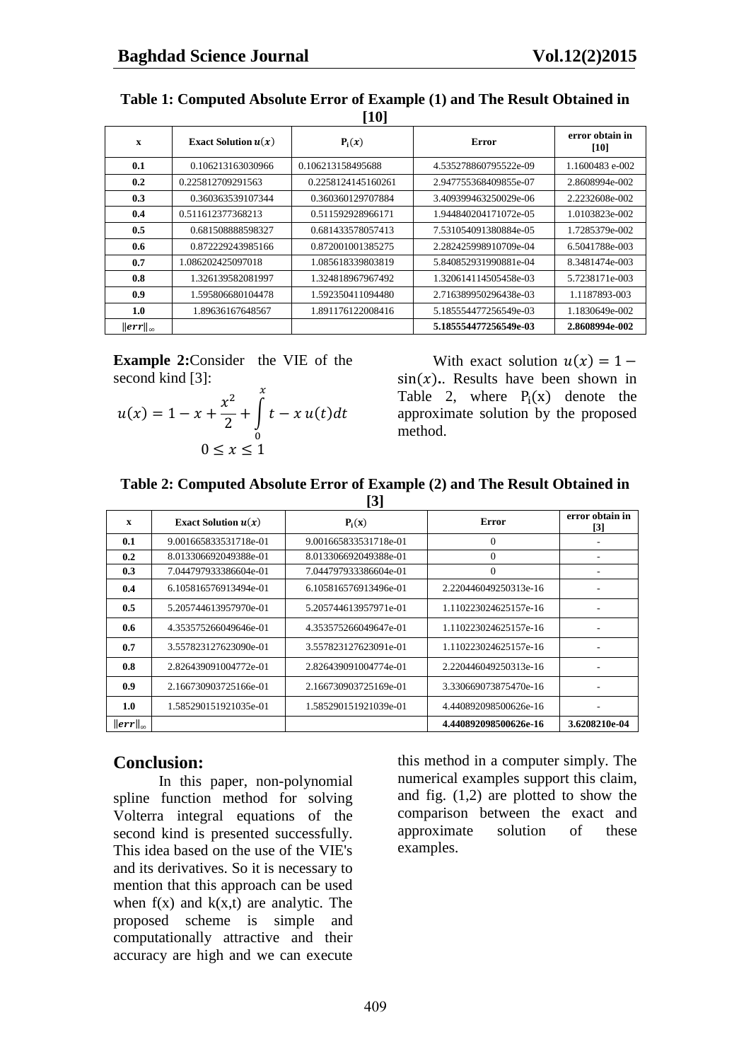**Table 1: Computed Absolute Error of Example (1) and The Result Obtained in [10]**

| x | Exact Solution $u(x)$ | $P_i(x)$ | Error | error obtain in [10] |
|---|---|---|---|---|
| 0.1 | 0.106213163030966 | 0.106213158495688 | 4.535278860795522e-09 | 1.1600483 e-002 |
| 0.2 | 0.225812709291563 | 0.2258124145160261 | 2.947755368409855e-07 | 2.8608994e-002 |
| 0.3 | 0.360363539107344 | 0.360360129707884 | 3.409399463250029e-06 | 2.2232608e-002 |
| 0.4 | 0.511612377368213 | 0.511592928966171 | 1.944840204171072e-05 | 1.0103823e-002 |
| 0.5 | 0.681508888598327 | 0.681433578057413 | 7.531054091380884e-05 | 1.7285379e-002 |
| 0.6 | 0.872229243985166 | 0.872001001385275 | 2.282425998910709e-04 | 6.5041788e-003 |
| 0.7 | 1.086202425097018 | 1.085618339803819 | 5.840852931990881e-04 | 8.3481474e-003 |
| 0.8 | 1.326139582081997 | 1.324818967967492 | 1.320614114505458e-03 | 5.7238171e-003 |
| 0.9 | 1.595806680104478 | 1.592350411094480 | 2.716389950296438e-03 | 1.1187893-003 |
| 1.0 | 1.89636167648567 | 1.891176122008416 | 5.185554477256549e-03 | 1.1830649e-002 |
| $\|err\|_\infty$ | | | **5.185554477256549e-03** | **2.8608994e-002** |

**Example 2:** Consider the VIE of the second kind [3]:

$$u(x) = 1 - x + \frac{x^2}{2} + \int_0^x t - x\, u(t)dt$$

$$0 \leq x \leq 1$$

With exact solution $u(x) = 1 - \sin(x)$.. Results have been shown in Table 2, where $P_i(x)$ denote the approximate solution by the proposed method.

**Table 2: Computed Absolute Error of Example (2) and The Result Obtained in [3]**

| x | Exact Solution $u(x)$ | $P_i(x)$ | Error | error obtain in [3] |
|---|---|---|---|---|
| 0.1 | 9.001665833531718e-01 | 9.001665833531718e-01 | 0 | - |
| 0.2 | 8.013306692049388e-01 | 8.013306692049388e-01 | 0 | - |
| 0.3 | 7.044797933386604e-01 | 7.044797933386604e-01 | 0 | - |
| 0.4 | 6.105816576913494e-01 | 6.105816576913496e-01 | 2.220446049250313e-16 | - |
| 0.5 | 5.205744613957970e-01 | 5.205744613957971e-01 | 1.110223024625157e-16 | - |
| 0.6 | 4.353575266049646e-01 | 4.353575266049647e-01 | 1.110223024625157e-16 | - |
| 0.7 | 3.557823127623090e-01 | 3.557823127623091e-01 | 1.110223024625157e-16 | - |
| 0.8 | 2.826439091004772e-01 | 2.826439091004774e-01 | 2.220446049250313e-16 | - |
| 0.9 | 2.166730903725166e-01 | 2.166730903725169e-01 | 3.330669073875470e-16 | - |
| 1.0 | 1.585290151921035e-01 | 1.585290151921039e-01 | 4.440892098500626e-16 | - |
| $\|err\|_\infty$ | | | **4.440892098500626e-16** | **3.6208210e-04** |

## Conclusion:

In this paper, non-polynomial spline function method for solving Volterra integral equations of the second kind is presented successfully. This idea based on the use of the VIE's and its derivatives. So it is necessary to mention that this approach can be used when f(x) and k(x,t) are analytic. The proposed scheme is simple and computationally attractive and their accuracy are high and we can execute this method in a computer simply. The numerical examples support this claim, and fig. (1,2) are plotted to show the comparison between the exact and approximate solution of these examples.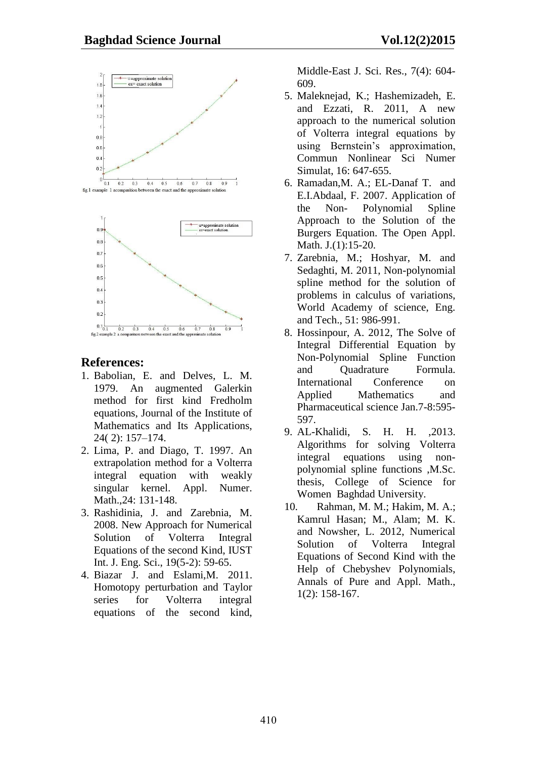fig.1 example 1 acomparition between the exact and the approximate solution

fig.2 example 2 a comparison between the exact and the approximate solution

## References:

1. Babolian, E. and Delves, L. M. 1979. An augmented Galerkin method for first kind Fredholm equations, Journal of the Institute of Mathematics and Its Applications, 24( 2): 157–174.
2. Lima, P. and Diago, T. 1997. An extrapolation method for a Volterra integral equation with weakly singular kernel. Appl. Numer. Math.,24: 131-148.
3. Rashidinia, J. and Zarebnia, M. 2008. New Approach for Numerical Solution of Volterra Integral Equations of the second Kind, IUST Int. J. Eng. Sci., 19(5-2): 59-65.
4. Biazar J. and Eslami,M. 2011. Homotopy perturbation and Taylor series for Volterra integral equations of the second kind, Middle-East J. Sci. Res., 7(4): 604-609.
5. Maleknejad, K.; Hashemizadeh, E. and Ezzati, R. 2011, A new approach to the numerical solution of Volterra integral equations by using Bernstein's approximation, Commun Nonlinear Sci Numer Simulat, 16: 647-655.
6. Ramadan,M. A.; EL-Danaf T. and E.I.Abdaal, F. 2007. Application of the Non- Polynomial Spline Approach to the Solution of the Burgers Equation. The Open Appl. Math. J.(1):15-20.
7. Zarebnia, M.; Hoshyar, M. and Sedaghti, M. 2011, Non-polynomial spline method for the solution of problems in calculus of variations, World Academy of science, Eng. and Tech., 51: 986-991.
8. Hossinpour, A. 2012, The Solve of Integral Differential Equation by Non-Polynomial Spline Function and Quadrature Formula. International Conference on Applied Mathematics and Pharmaceutical science Jan.7-8:595-597.
9. AL-Khalidi, S. H. H. ,2013. Algorithms for solving Volterra integral equations using non-polynomial spline functions ,M.Sc. thesis, College of Science for Women Baghdad University.
10. Rahman, M. M.; Hakim, M. A.; Kamrul Hasan; M., Alam; M. K. and Nowsher, L. 2012, Numerical Solution of Volterra Integral Equations of Second Kind with the Help of Chebyshev Polynomials, Annals of Pure and Appl. Math., 1(2): 158-167.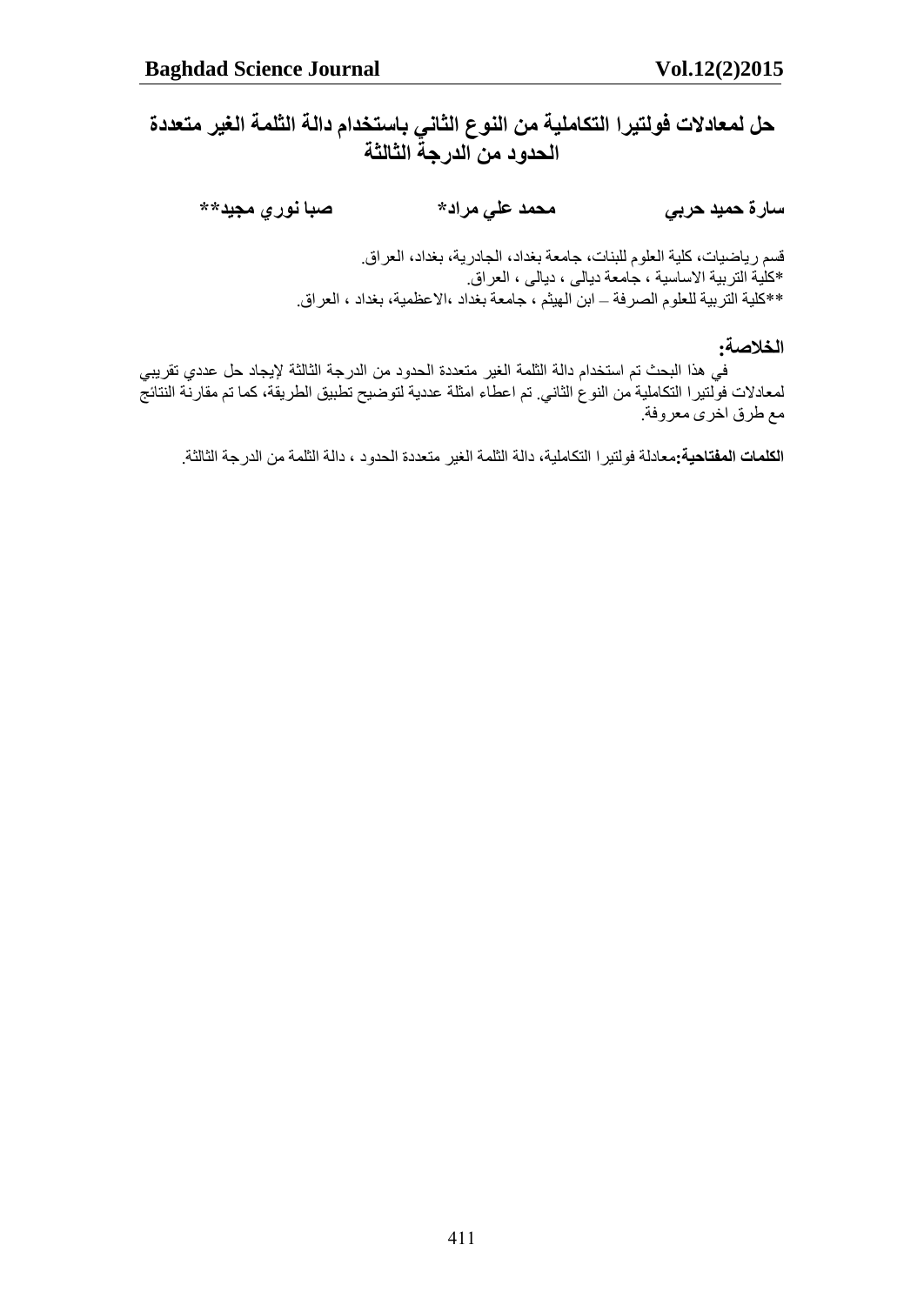# حل لمعادلات فولتيرا التكاملية من النوع الثاني باستخدام دالة الثلمة الغير متعددة الحدود من الدرجة الثالثة

**سارة حميد حربي**　　　**محمد علي مراد\***　　　**صبا نوري مجيد\*\***

قسم رياضيات، كلية العلوم للبنات، جامعة بغداد، الجادرية، بغداد، العراق.
\*كلية التربية الاساسية ، جامعة ديالى ، ديالى ، العراق.
\*\*كلية التربية للعلوم الصرفة – ابن الهيثم ، جامعة بغداد ،الاعظمية، بغداد ، العراق.

## الخلاصة:

في هذا البحث تم استخدام دالة الثلمة الغير متعددة الحدود من الدرجة الثالثة لإيجاد حل عددي تقريبي لمعادلات فولتيرا التكاملية من النوع الثاني. تم اعطاء امثلة عددية لتوضيح تطبيق الطريقة، كما تم مقارنة النتائج مع طرق اخرى معروفة.

**الكلمات المفتاحية:**معادلة فولتيرا التكاملية، دالة الثلمة الغير متعددة الحدود ، دالة الثلمة من الدرجة الثالثة.